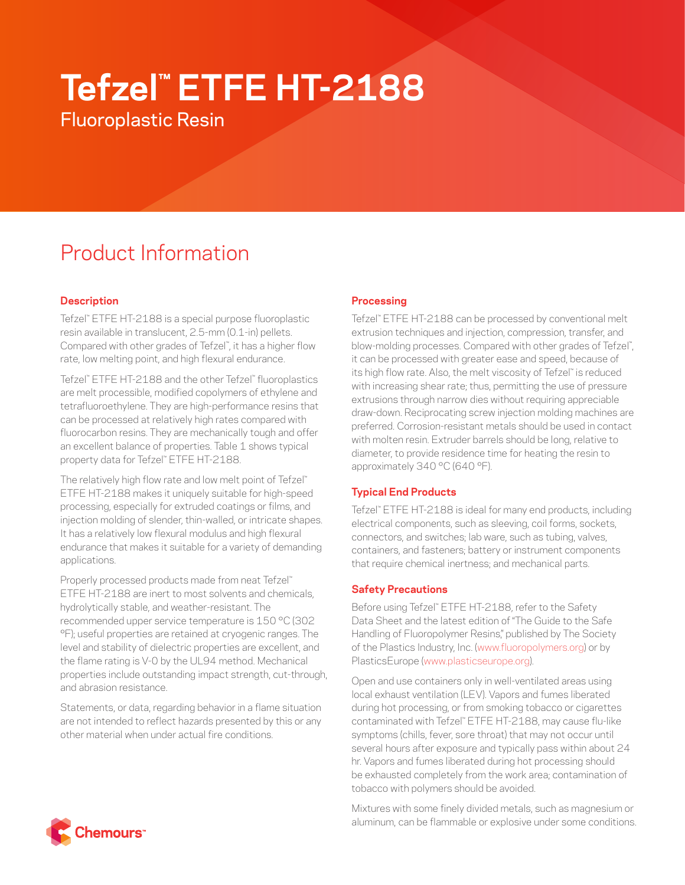# Tefzel™ ETFE HT-2188

Fluoroplastic Resin

## Product Information

### Description

Tefzel™ ETFE HT-2188 is a special purpose fluoroplastic resin available in translucent, 2.5-mm (0.1-in) pellets. Compared with other grades of Tefzel™, it has a higher flow rate, low melting point, and high flexural endurance.

Tefzel™ ETFE HT-2188 and the other Tefzel™ fluoroplastics are melt processible, modified copolymers of ethylene and tetrafluoroethylene. They are high-performance resins that can be processed at relatively high rates compared with fluorocarbon resins. They are mechanically tough and offer an excellent balance of properties. Table 1 shows typical property data for Tefzel™ ETFE HT-2188.

The relatively high flow rate and low melt point of Tefzel™ ETFE HT-2188 makes it uniquely suitable for high-speed processing, especially for extruded coatings or films, and injection molding of slender, thin-walled, or intricate shapes. It has a relatively low flexural modulus and high flexural endurance that makes it suitable for a variety of demanding applications.

Properly processed products made from neat Tefzel™ ETFE HT-2188 are inert to most solvents and chemicals, hydrolytically stable, and weather-resistant. The recommended upper service temperature is 150 °C (302 °F); useful properties are retained at cryogenic ranges. The level and stability of dielectric properties are excellent, and the flame rating is V-0 by the UL94 method. Mechanical properties include outstanding impact strength, cut-through, and abrasion resistance.

Statements, or data, regarding behavior in a flame situation are not intended to reflect hazards presented by this or any other material when under actual fire conditions.

### Processing

Tefzel™ ETFE HT-2188 can be processed by conventional melt extrusion techniques and injection, compression, transfer, and blow-molding processes. Compared with other grades of Tefzel™, it can be processed with greater ease and speed, because of its high flow rate. Also, the melt viscosity of Tefzel™ is reduced with increasing shear rate; thus, permitting the use of pressure extrusions through narrow dies without requiring appreciable draw-down. Reciprocating screw injection molding machines are preferred. Corrosion-resistant metals should be used in contact with molten resin. Extruder barrels should be long, relative to diameter, to provide residence time for heating the resin to approximately 340 °C (640 °F).

### Typical End Products

Tefzel™ ETFE HT-2188 is ideal for many end products, including electrical components, such as sleeving, coil forms, sockets, connectors, and switches; lab ware, such as tubing, valves, containers, and fasteners; battery or instrument components that require chemical inertness; and mechanical parts.

### Safety Precautions

Before using Tefzel™ ETFE HT-2188, refer to the Safety Data Sheet and the latest edition of "The Guide to the Safe Handling of Fluoropolymer Resins," published by The Society of the Plastics Industry, Inc. (www.fluoropolymers.org) or by PlasticsEurope (www.plasticseurope.org).

Open and use containers only in well-ventilated areas using local exhaust ventilation (LEV). Vapors and fumes liberated during hot processing, or from smoking tobacco or cigarettes contaminated with Tefzel™ ETFE HT-2188, may cause flu-like symptoms (chills, fever, sore throat) that may not occur until several hours after exposure and typically pass within about 24 hr. Vapors and fumes liberated during hot processing should be exhausted completely from the work area; contamination of tobacco with polymers should be avoided.

Mixtures with some finely divided metals, such as magnesium or aluminum, can be flammable or explosive under some conditions.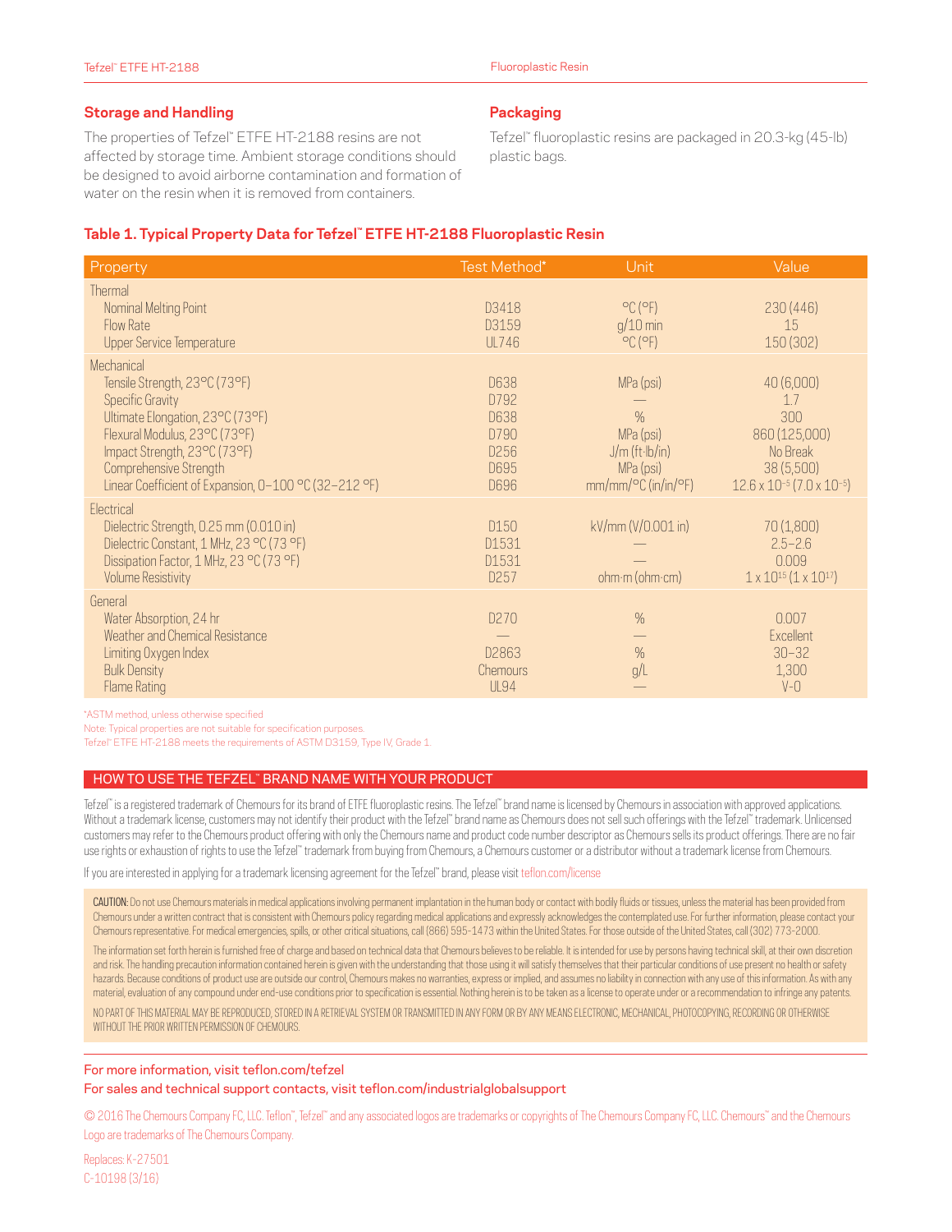## Storage and Handling

The properties of Tefzel™ ETFE HT-2188 resins are not affected by storage time. Ambient storage conditions should be designed to avoid airborne contamination and formation of water on the resin when it is removed from containers.

## Packaging

Tefzel™ fluoroplastic resins are packaged in 20.3-kg (45-lb) plastic bags.

### Table 1. Typical Property Data for Tefzel™ ETFE HT-2188 Fluoroplastic Resin

| Property | Test Method* | Unit | Value |
|---|---|---|---|
| **Thermal** | | | |
| Nominal Melting Point | D3418 | °C (°F) | 230 (446) |
| Flow Rate | D3159 | g/10 min | 15 |
| Upper Service Temperature | UL746 | °C (°F) | 150 (302) |
| **Mechanical** | | | |
| Tensile Strength, 23°C (73°F) | D638 | MPa (psi) | 40 (6,000) |
| Specific Gravity | D792 | — | 1.7 |
| Ultimate Elongation, 23°C (73°F) | D638 | % | 300 |
| Flexural Modulus, 23°C (73°F) | D790 | MPa (psi) | 860 (125,000) |
| Impact Strength, 23°C (73°F) | D256 | J/m (ft·lb/in) | No Break |
| Comprehensive Strength | D695 | MPa (psi) | 38 (5,500) |
| Linear Coefficient of Expansion, 0–100 °C (32–212 °F) | D696 | mm/mm/°C (in/in/°F) | $12.6 \times 10^{-5}$ ($7.0 \times 10^{-5}$) |
| **Electrical** | | | |
| Dielectric Strength, 0.25 mm (0.010 in) | D150 | kV/mm (V/0.001 in) | 70 (1,800) |
| Dielectric Constant, 1 MHz, 23 °C (73 °F) | D1531 | — | 2.5–2.6 |
| Dissipation Factor, 1 MHz, 23 °C (73 °F) | D1531 | — | 0.009 |
| Volume Resistivity | D257 | ohm·m (ohm·cm) | $1 \times 10^{15}$ ($1 \times 10^{17}$) |
| **General** | | | |
| Water Absorption, 24 hr | D270 | % | 0.007 |
| Weather and Chemical Resistance | — | — | Excellent |
| Limiting Oxygen Index | D2863 | % | 30–32 |
| Bulk Density | Chemours | g/L | 1,300 |
| Flame Rating | UL94 | — | V-0 |

*ASTM method, unless otherwise specified

Note: Typical properties are not suitable for specification purposes.

Tefzel™ ETFE HT-2188 meets the requirements of ASTM D3159, Type IV, Grade 1.

## HOW TO USE THE TEFZEL™ BRAND NAME WITH YOUR PRODUCT

Tefzel™ is a registered trademark of Chemours for its brand of ETFE fluoroplastic resins. The Tefzel™ brand name is licensed by Chemours in association with approved applications. Without a trademark license, customers may not identify their product with the Tefzel™ brand name as Chemours does not sell such offerings with the Tefzel™ trademark. Unlicensed customers may refer to the Chemours product offering with only the Chemours name and product code number descriptor as Chemours sells its product offerings. There are no fair use rights or exhaustion of rights to use the Tefzel™ trademark from buying from Chemours, a Chemours customer or a distributor without a trademark license from Chemours.

If you are interested in applying for a trademark licensing agreement for the Tefzel™ brand, please visit teflon.com/license

CAUTION: Do not use Chemours materials in medical applications involving permanent implantation in the human body or contact with bodily fluids or tissues, unless the material has been provided from Chemours under a written contract that is consistent with Chemours policy regarding medical applications and expressly acknowledges the contemplated use. For further information, please contact your Chemours representative. For medical emergencies, spills, or other critical situations, call (866) 595-1473 within the United States. For those outside of the United States, call (302) 773-2000.

The information set forth herein is furnished free of charge and based on technical data that Chemours believes to be reliable. It is intended for use by persons having technical skill, at their own discretion and risk. The handling precaution information contained herein is given with the understanding that those using it will satisfy themselves that their particular conditions of use present no health or safety hazards. Because conditions of product use are outside our control, Chemours makes no warranties, express or implied, and assumes no liability in connection with any use of this information. As with any material, evaluation of any compound under end-use conditions prior to specification is essential. Nothing herein is to be taken as a license to operate under or a recommendation to infringe any patents.

NO PART OF THIS MATERIAL MAY BE REPRODUCED, STORED IN A RETRIEVAL SYSTEM OR TRANSMITTED IN ANY FORM OR BY ANY MEANS ELECTRONIC, MECHANICAL, PHOTOCOPYING, RECORDING OR OTHERWISE WITHOUT THE PRIOR WRITTEN PERMISSION OF CHEMOURS.

For more information, visit teflon.com/tefzel

For sales and technical support contacts, visit teflon.com/industrialglobalsupport

© 2016 The Chemours Company FC, LLC. Teflon™, Tefzel™ and any associated logos are trademarks or copyrights of The Chemours Company FC, LLC. Chemours™ and the Chemours Logo are trademarks of The Chemours Company.

Replaces: K-27501

C-10198 (3/16)